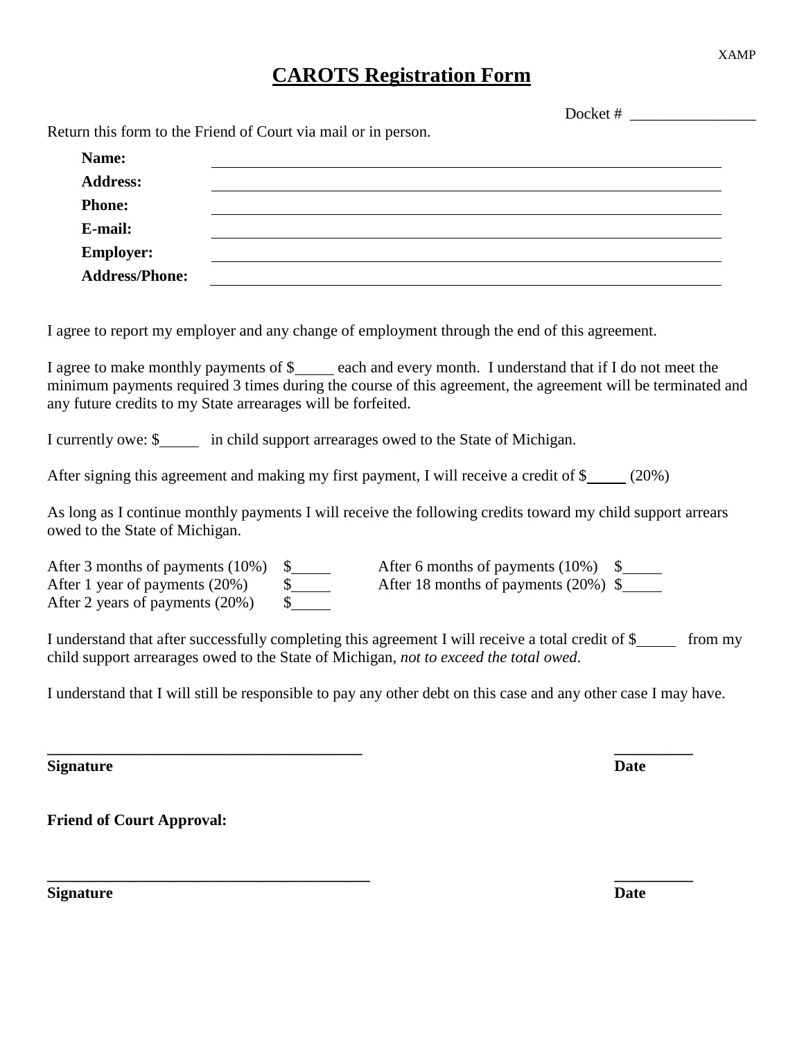XAMP

# CAROTS Registration Form

Docket # ________________

Return this form to the Friend of Court via mail or in person.

**Name:** ____________________________________________

**Address:** ____________________________________________

**Phone:** ____________________________________________

**E-mail:** ____________________________________________

**Employer:** ____________________________________________

**Address/Phone:** ____________________________________________

I agree to report my employer and any change of employment through the end of this agreement.

I agree to make monthly payments of $_____ each and every month. I understand that if I do not meet the minimum payments required 3 times during the course of this agreement, the agreement will be terminated and any future credits to my State arrearages will be forfeited.

I currently owe: $_____ in child support arrearages owed to the State of Michigan.

After signing this agreement and making my first payment, I will receive a credit of $_____ (20%)

As long as I continue monthly payments I will receive the following credits toward my child support arrears owed to the State of Michigan.

After 3 months of payments (10%) $_____

After 6 months of payments (10%) $_____

After 1 year of payments (20%) $_____

After 18 months of payments (20%) $_____

After 2 years of payments (20%) $_____

I understand that after successfully completing this agreement I will receive a total credit of $_____ from my child support arrearages owed to the State of Michigan, *not to exceed the total owed*.

I understand that I will still be responsible to pay any other debt on this case and any other case I may have.

________________________________________ __________

**Signature** **Date**

**Friend of Court Approval:**

________________________________________ __________

**Signature** **Date**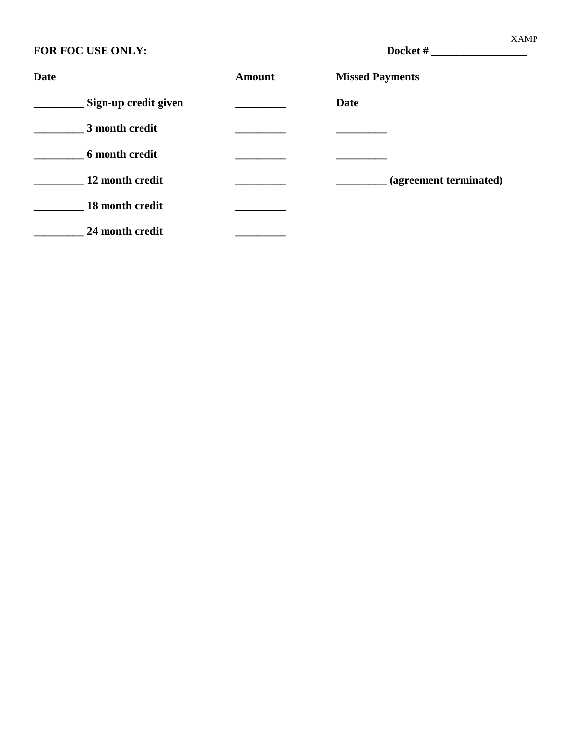XAMP

**FOR FOC USE ONLY:** **Docket # _________________**

| Date | Amount | Missed Payments |
|---|---|---|
| _________ Sign-up credit given | _________ | Date |
| _________ 3 month credit | _________ | _________ |
| _________ 6 month credit | _________ | _________ |
| _________ 12 month credit | _________ | _________ (agreement terminated) |
| _________ 18 month credit | _________ | |
| _________ 24 month credit | _________ | |